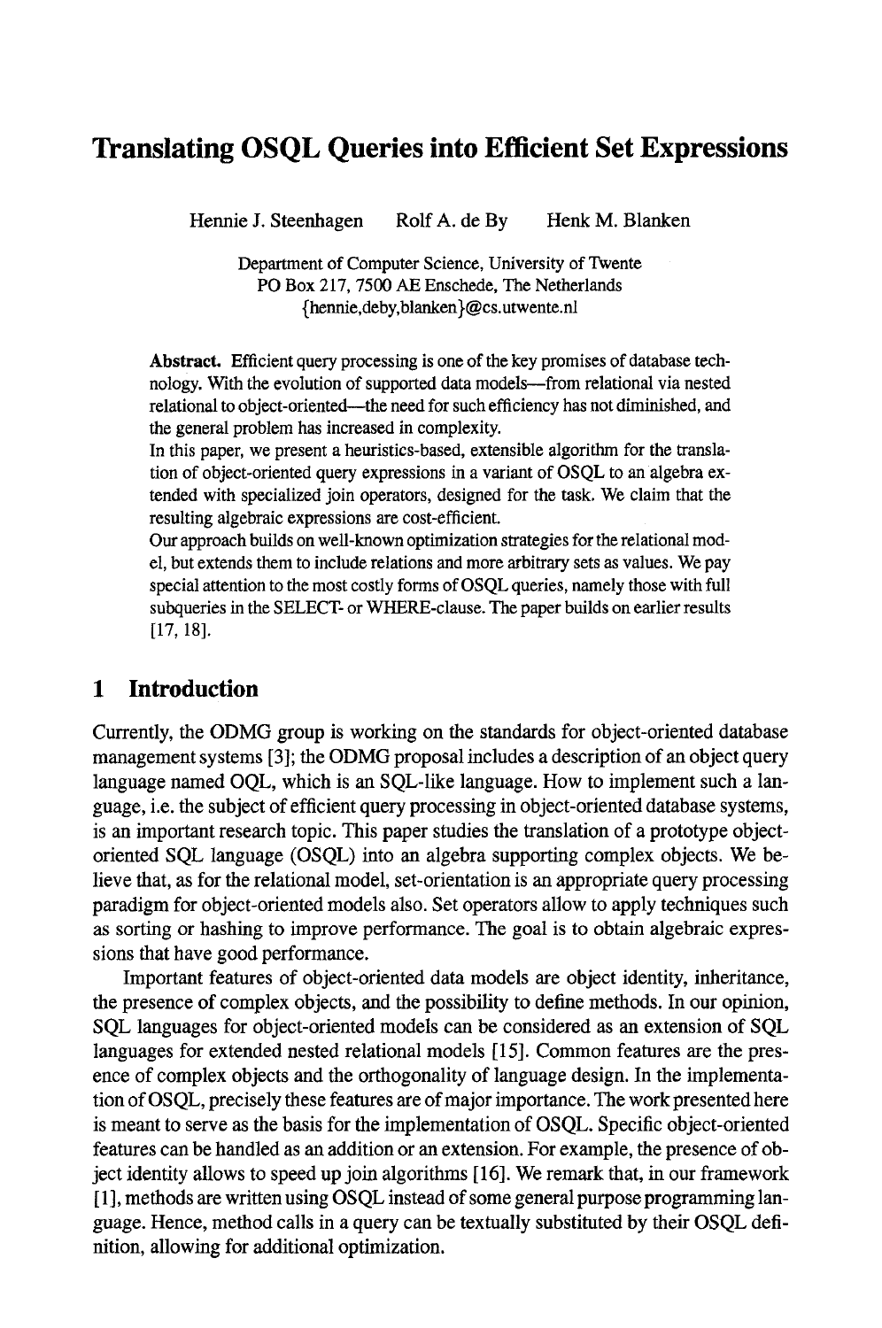# Translating OSQL Queries into Efficient Set Expressions

Hennie J. Steenhagen  Rolf A. de By  Henk M. Blanken

Department of Computer Science, University of Twente
PO Box 217, 7500 AE Enschede, The Netherlands
{hennie,deby,blanken}@cs.utwente.nl

**Abstract.** Efficient query processing is one of the key promises of database technology. With the evolution of supported data models—from relational via nested relational to object-oriented—the need for such efficiency has not diminished, and the general problem has increased in complexity.

In this paper, we present a heuristics-based, extensible algorithm for the translation of object-oriented query expressions in a variant of OSQL to an algebra extended with specialized join operators, designed for the task. We claim that the resulting algebraic expressions are cost-efficient.

Our approach builds on well-known optimization strategies for the relational model, but extends them to include relations and more arbitrary sets as values. We pay special attention to the most costly forms of OSQL queries, namely those with full subqueries in the SELECT- or WHERE-clause. The paper builds on earlier results [17, 18].

## 1 Introduction

Currently, the ODMG group is working on the standards for object-oriented database management systems [3]; the ODMG proposal includes a description of an object query language named OQL, which is an SQL-like language. How to implement such a language, i.e. the subject of efficient query processing in object-oriented database systems, is an important research topic. This paper studies the translation of a prototype object-oriented SQL language (OSQL) into an algebra supporting complex objects. We believe that, as for the relational model, set-orientation is an appropriate query processing paradigm for object-oriented models also. Set operators allow to apply techniques such as sorting or hashing to improve performance. The goal is to obtain algebraic expressions that have good performance.

Important features of object-oriented data models are object identity, inheritance, the presence of complex objects, and the possibility to define methods. In our opinion, SQL languages for object-oriented models can be considered as an extension of SQL languages for extended nested relational models [15]. Common features are the presence of complex objects and the orthogonality of language design. In the implementation of OSQL, precisely these features are of major importance. The work presented here is meant to serve as the basis for the implementation of OSQL. Specific object-oriented features can be handled as an addition or an extension. For example, the presence of object identity allows to speed up join algorithms [16]. We remark that, in our framework [1], methods are written using OSQL instead of some general purpose programming language. Hence, method calls in a query can be textually substituted by their OSQL definition, allowing for additional optimization.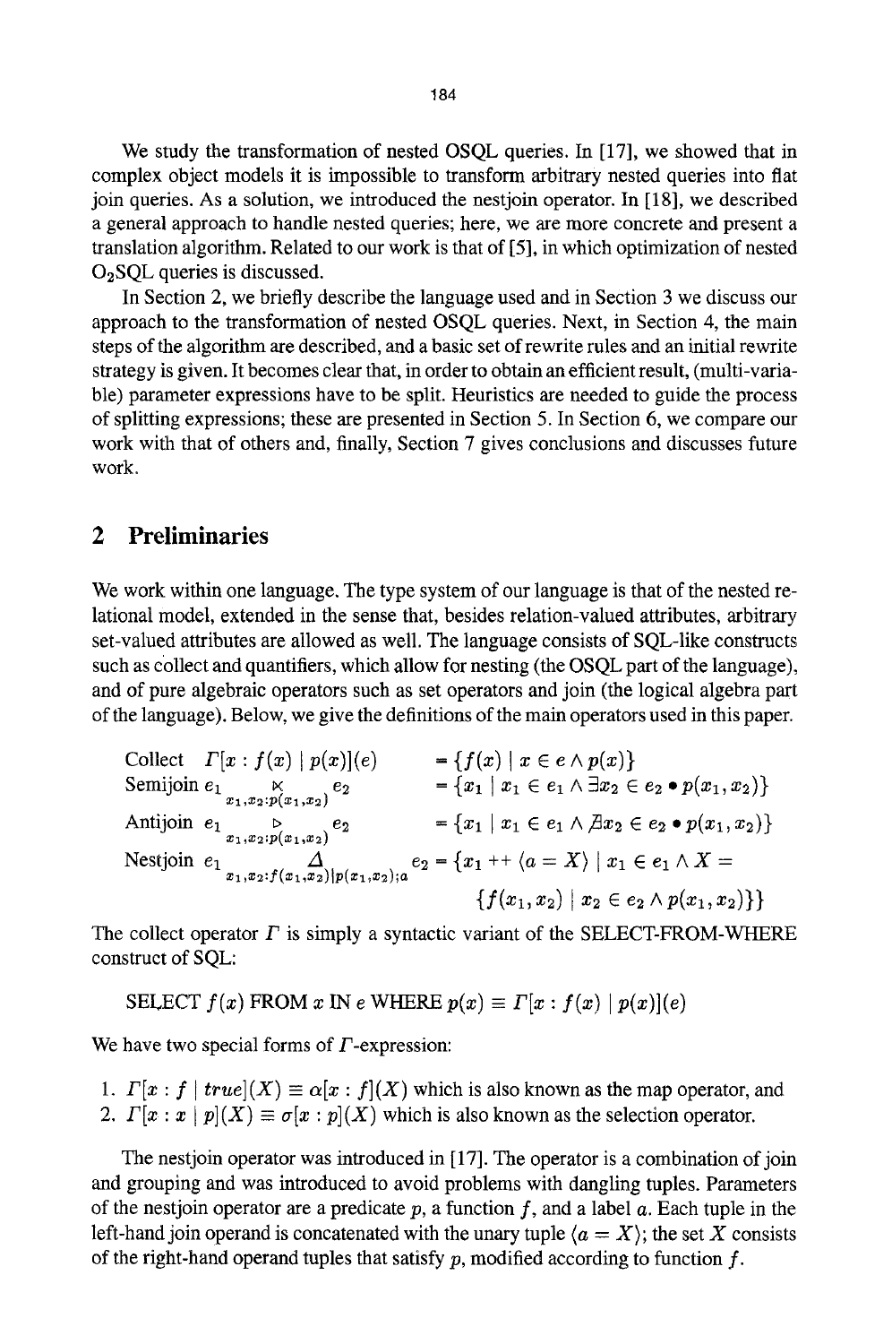We study the transformation of nested OSQL queries. In [17], we showed that in complex object models it is impossible to transform arbitrary nested queries into flat join queries. As a solution, we introduced the nestjoin operator. In [18], we described a general approach to handle nested queries; here, we are more concrete and present a translation algorithm. Related to our work is that of [5], in which optimization of nested $O_2$SQL queries is discussed.

In Section 2, we briefly describe the language used and in Section 3 we discuss our approach to the transformation of nested OSQL queries. Next, in Section 4, the main steps of the algorithm are described, and a basic set of rewrite rules and an initial rewrite strategy is given. It becomes clear that, in order to obtain an efficient result, (multi-variable) parameter expressions have to be split. Heuristics are needed to guide the process of splitting expressions; these are presented in Section 5. In Section 6, we compare our work with that of others and, finally, Section 7 gives conclusions and discusses future work.

## 2 Preliminaries

We work within one language. The type system of our language is that of the nested relational model, extended in the sense that, besides relation-valued attributes, arbitrary set-valued attributes are allowed as well. The language consists of SQL-like constructs such as collect and quantifiers, which allow for nesting (the OSQL part of the language), and of pure algebraic operators such as set operators and join (the logical algebra part of the language). Below, we give the definitions of the main operators used in this paper.

$$\begin{array}{lll}
\text{Collect} & \Gamma[x : f(x) \mid p(x)](e) & = \{f(x) \mid x \in e \wedge p(x)\} \\
\text{Semijoin} & e_1 \underset{x_1,x_2:p(x_1,x_2)}{\ltimes} e_2 & = \{x_1 \mid x_1 \in e_1 \wedge \exists x_2 \in e_2 \bullet p(x_1,x_2)\} \\
\text{Antijoin} & e_1 \underset{x_1,x_2:p(x_1,x_2)}{\triangleright} e_2 & = \{x_1 \mid x_1 \in e_1 \wedge \nexists x_2 \in e_2 \bullet p(x_1,x_2)\} \\
\text{Nestjoin} & e_1 \underset{x_1,x_2:f(x_1,x_2)\mid p(x_1,x_2);a}{\Delta} e_2 & = \{x_1 \mathbin{+\!+} \langle a = X\rangle \mid x_1 \in e_1 \wedge X = \\
& & \quad \{f(x_1,x_2) \mid x_2 \in e_2 \wedge p(x_1,x_2)\}\}
\end{array}$$

The collect operator $\Gamma$ is simply a syntactic variant of the SELECT-FROM-WHERE construct of SQL:

SELECT $f(x)$ FROM $x$ IN $e$ WHERE $p(x) \equiv \Gamma[x : f(x) \mid p(x)](e)$

We have two special forms of $\Gamma$-expression:

1. $\Gamma[x : f \mid true](X) \equiv \alpha[x : f](X)$ which is also known as the map operator, and
2. $\Gamma[x : x \mid p](X) \equiv \sigma[x : p](X)$ which is also known as the selection operator.

The nestjoin operator was introduced in [17]. The operator is a combination of join and grouping and was introduced to avoid problems with dangling tuples. Parameters of the nestjoin operator are a predicate $p$, a function $f$, and a label $a$. Each tuple in the left-hand join operand is concatenated with the unary tuple $\langle a = X\rangle$; the set $X$ consists of the right-hand operand tuples that satisfy $p$, modified according to function $f$.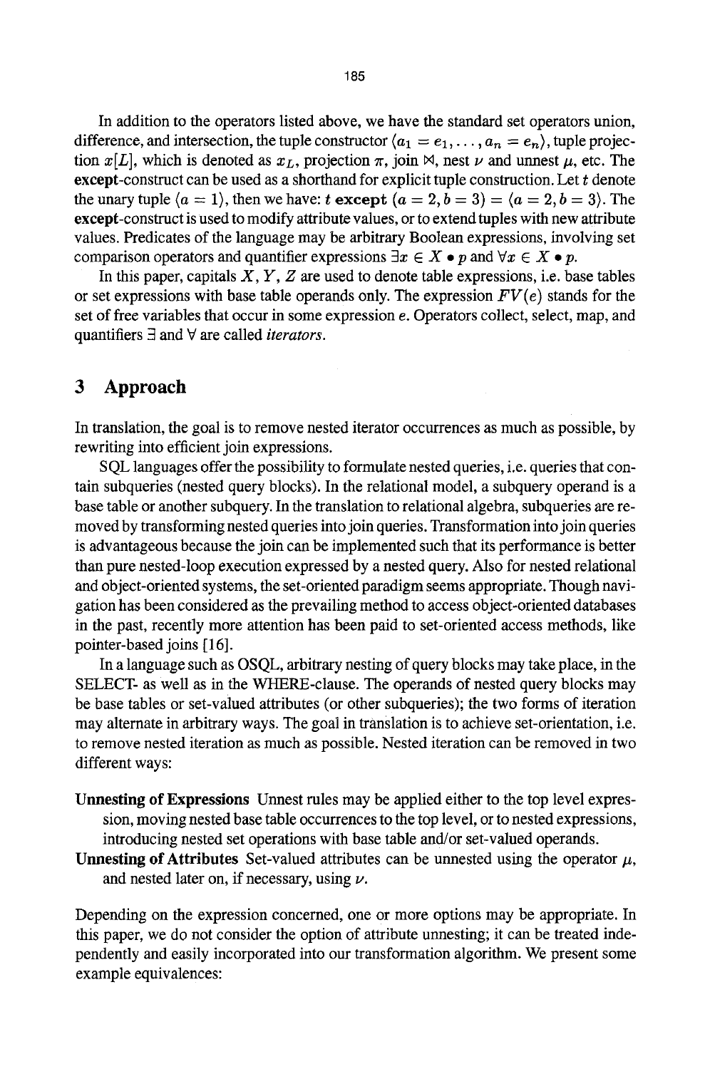In addition to the operators listed above, we have the standard set operators union, difference, and intersection, the tuple constructor $\langle a_1 = e_1, \ldots, a_n = e_n \rangle$, tuple projection $x[L]$, which is denoted as $x_L$, projection $\pi$, join $\bowtie$, nest $\nu$ and unnest $\mu$, etc. The **except**-construct can be used as a shorthand for explicit tuple construction. Let $t$ denote the unary tuple $\langle a = 1 \rangle$, then we have: $t$ **except** $(a = 2, b = 3) = \langle a = 2, b = 3 \rangle$. The **except**-construct is used to modify attribute values, or to extend tuples with new attribute values. Predicates of the language may be arbitrary Boolean expressions, involving set comparison operators and quantifier expressions $\exists x \in X \bullet p$ and $\forall x \in X \bullet p$.

In this paper, capitals $X$, $Y$, $Z$ are used to denote table expressions, i.e. base tables or set expressions with base table operands only. The expression $FV(e)$ stands for the set of free variables that occur in some expression $e$. Operators collect, select, map, and quantifiers $\exists$ and $\forall$ are called *iterators*.

# 3 Approach

In translation, the goal is to remove nested iterator occurrences as much as possible, by rewriting into efficient join expressions.

SQL languages offer the possibility to formulate nested queries, i.e. queries that contain subqueries (nested query blocks). In the relational model, a subquery operand is a base table or another subquery. In the translation to relational algebra, subqueries are removed by transforming nested queries into join queries. Transformation into join queries is advantageous because the join can be implemented such that its performance is better than pure nested-loop execution expressed by a nested query. Also for nested relational and object-oriented systems, the set-oriented paradigm seems appropriate. Though navigation has been considered as the prevailing method to access object-oriented databases in the past, recently more attention has been paid to set-oriented access methods, like pointer-based joins [16].

In a language such as OSQL, arbitrary nesting of query blocks may take place, in the SELECT- as well as in the WHERE-clause. The operands of nested query blocks may be base tables or set-valued attributes (or other subqueries); the two forms of iteration may alternate in arbitrary ways. The goal in translation is to achieve set-orientation, i.e. to remove nested iteration as much as possible. Nested iteration can be removed in two different ways:

**Unnesting of Expressions** Unnest rules may be applied either to the top level expression, moving nested base table occurrences to the top level, or to nested expressions, introducing nested set operations with base table and/or set-valued operands.

**Unnesting of Attributes** Set-valued attributes can be unnested using the operator $\mu$, and nested later on, if necessary, using $\nu$.

Depending on the expression concerned, one or more options may be appropriate. In this paper, we do not consider the option of attribute unnesting; it can be treated independently and easily incorporated into our transformation algorithm. We present some example equivalences: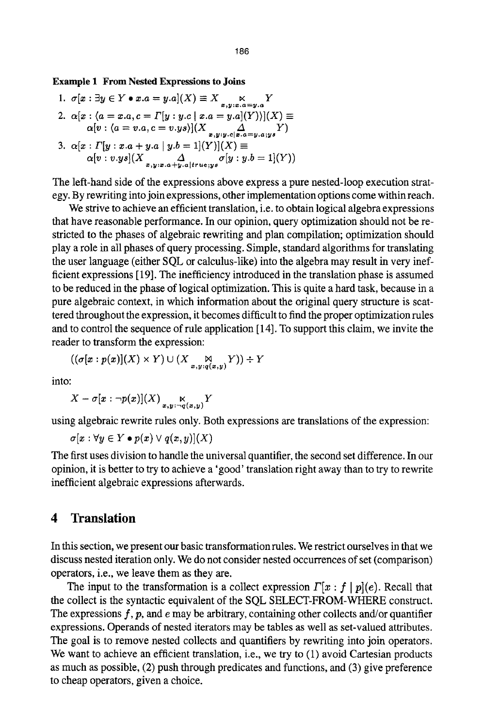**Example 1 From Nested Expressions to Joins**

1. $\sigma[x : \exists y \in Y \bullet x.a = y.a](X) \equiv X \underset{x,y:x.a=y.a}{\ltimes} Y$
2. $\alpha[x : \langle a = x.a, c = \Gamma[y : y.c \mid x.a = y.a](Y) \rangle](X) \equiv$
   $\alpha[v : \langle a = v.a, c = v.ys \rangle](X \underset{x,y:y.c|x.a=y.a;ys}{\Delta} Y)$
3. $\alpha[x : \Gamma[y : x.a + y.a \mid y.b = 1](Y)](X) \equiv$
   $\alpha[v : v.ys](X \underset{x,y:x.a+y.a|true;ys}{\Delta} \sigma[y : y.b = 1](Y))$

The left-hand side of the expressions above express a pure nested-loop execution strategy. By rewriting into join expressions, other implementation options come within reach.

We strive to achieve an efficient translation, i.e. to obtain logical algebra expressions that have reasonable performance. In our opinion, query optimization should not be restricted to the phases of algebraic rewriting and plan compilation; optimization should play a role in all phases of query processing. Simple, standard algorithms for translating the user language (either SQL or calculus-like) into the algebra may result in very inefficient expressions [19]. The inefficiency introduced in the translation phase is assumed to be reduced in the phase of logical optimization. This is quite a hard task, because in a pure algebraic context, in which information about the original query structure is scattered throughout the expression, it becomes difficult to find the proper optimization rules and to control the sequence of rule application [14]. To support this claim, we invite the reader to transform the expression:

$$((\sigma[x : p(x)](X) \times Y) \cup (X \underset{x,y:q(x,y)}{\bowtie} Y)) \div Y$$

into:

$$X - \sigma[x : \neg p(x)](X) \underset{x,y:\neg q(x,y)}{\ltimes} Y$$

using algebraic rewrite rules only. Both expressions are translations of the expression:

$$\sigma[x : \forall y \in Y \bullet p(x) \vee q(x,y)](X)$$

The first uses division to handle the universal quantifier, the second set difference. In our opinion, it is better to try to achieve a 'good' translation right away than to try to rewrite inefficient algebraic expressions afterwards.

## 4 Translation

In this section, we present our basic transformation rules. We restrict ourselves in that we discuss nested iteration only. We do not consider nested occurrences of set (comparison) operators, i.e., we leave them as they are.

The input to the transformation is a collect expression $\Gamma[x : f \mid p](e)$. Recall that the collect is the syntactic equivalent of the SQL SELECT-FROM-WHERE construct. The expressions $f$, $p$, and $e$ may be arbitrary, containing other collects and/or quantifier expressions. Operands of nested iterators may be tables as well as set-valued attributes. The goal is to remove nested collects and quantifiers by rewriting into join operators. We want to achieve an efficient translation, i.e., we try to (1) avoid Cartesian products as much as possible, (2) push through predicates and functions, and (3) give preference to cheap operators, given a choice.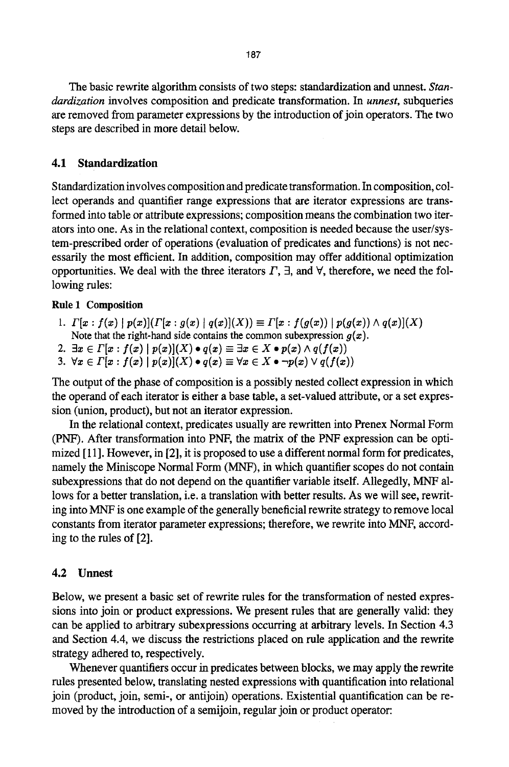The basic rewrite algorithm consists of two steps: standardization and unnest. *Standardization* involves composition and predicate transformation. In *unnest*, subqueries are removed from parameter expressions by the introduction of join operators. The two steps are described in more detail below.

## 4.1 Standardization

Standardization involves composition and predicate transformation. In composition, collect operands and quantifier range expressions that are iterator expressions are transformed into table or attribute expressions; composition means the combination two iterators into one. As in the relational context, composition is needed because the user/system-prescribed order of operations (evaluation of predicates and functions) is not necessarily the most efficient. In addition, composition may offer additional optimization opportunities. We deal with the three iterators $\Gamma$, $\exists$, and $\forall$, therefore, we need the following rules:

**Rule 1 Composition**

1. $\Gamma[x : f(x) \mid p(x)](\Gamma[x : g(x) \mid q(x)](X)) \equiv \Gamma[x : f(g(x)) \mid p(g(x)) \wedge q(x)](X)$
   Note that the right-hand side contains the common subexpression $g(x)$.
2. $\exists x \in \Gamma[x : f(x) \mid p(x)](X) \bullet q(x) \equiv \exists x \in X \bullet p(x) \wedge q(f(x))$
3. $\forall x \in \Gamma[x : f(x) \mid p(x)](X) \bullet q(x) \equiv \forall x \in X \bullet \neg p(x) \vee q(f(x))$

The output of the phase of composition is a possibly nested collect expression in which the operand of each iterator is either a base table, a set-valued attribute, or a set expression (union, product), but not an iterator expression.

In the relational context, predicates usually are rewritten into Prenex Normal Form (PNF). After transformation into PNF, the matrix of the PNF expression can be optimized [11]. However, in [2], it is proposed to use a different normal form for predicates, namely the Miniscope Normal Form (MNF), in which quantifier scopes do not contain subexpressions that do not depend on the quantifier variable itself. Allegedly, MNF allows for a better translation, i.e. a translation with better results. As we will see, rewriting into MNF is one example of the generally beneficial rewrite strategy to remove local constants from iterator parameter expressions; therefore, we rewrite into MNF, according to the rules of [2].

## 4.2 Unnest

Below, we present a basic set of rewrite rules for the transformation of nested expressions into join or product expressions. We present rules that are generally valid: they can be applied to arbitrary subexpressions occurring at arbitrary levels. In Section 4.3 and Section 4.4, we discuss the restrictions placed on rule application and the rewrite strategy adhered to, respectively.

Whenever quantifiers occur in predicates between blocks, we may apply the rewrite rules presented below, translating nested expressions with quantification into relational join (product, join, semi-, or antijoin) operations. Existential quantification can be removed by the introduction of a semijoin, regular join or product operator: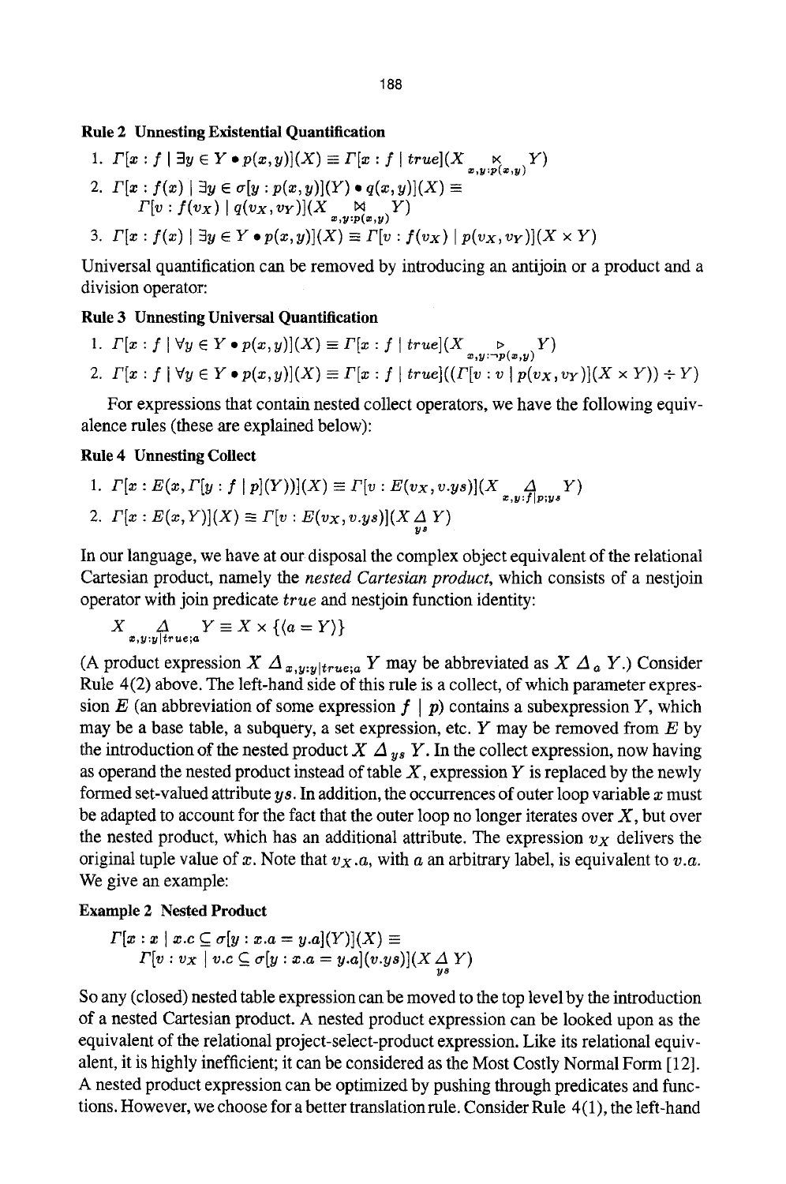**Rule 2 Unnesting Existential Quantification**

1. $\Gamma[x : f \mid \exists y \in Y \bullet p(x,y)](X) \equiv \Gamma[x : f \mid true](X \underset{x,y:p(x,y)}{\ltimes} Y)$
2. $\Gamma[x : f(x) \mid \exists y \in \sigma[y : p(x,y)](Y) \bullet q(x,y)](X) \equiv$
 $\Gamma[v : f(v_X) \mid q(v_X, v_Y)](X \underset{x,y:p(x,y)}{\bowtie} Y)$
3. $\Gamma[x : f(x) \mid \exists y \in Y \bullet p(x,y)](X) \equiv \Gamma[v : f(v_X) \mid p(v_X, v_Y)](X \times Y)$

Universal quantification can be removed by introducing an antijoin or a product and a division operator:

**Rule 3 Unnesting Universal Quantification**

1. $\Gamma[x : f \mid \forall y \in Y \bullet p(x,y)](X) \equiv \Gamma[x : f \mid true](X \underset{x,y:\neg p(x,y)}{\rhd} Y)$
2. $\Gamma[x : f \mid \forall y \in Y \bullet p(x,y)](X) \equiv \Gamma[x : f \mid true]((\Gamma[v : v \mid p(v_X, v_Y)](X \times Y)) \div Y)$

For expressions that contain nested collect operators, we have the following equivalence rules (these are explained below):

**Rule 4 Unnesting Collect**

1. $\Gamma[x : E(x, \Gamma[y : f \mid p](Y))](X) \equiv \Gamma[v : E(v_X, v.ys)](X \underset{x,y:f|p;ys}{\Delta} Y)$
2. $\Gamma[x : E(x, Y)](X) \equiv \Gamma[v : E(v_X, v.ys)](X \underset{ys}{\Delta} Y)$

In our language, we have at our disposal the complex object equivalent of the relational Cartesian product, namely the *nested Cartesian product*, which consists of a nestjoin operator with join predicate *true* and nestjoin function identity:

$$X \underset{x,y:y|true;a}{\Delta} Y \equiv X \times \{\langle a = Y \rangle\}$$

(A product expression $X \; \Delta_{x,y:y|true;a} \; Y$ may be abbreviated as $X \; \Delta_a \; Y$.) Consider Rule 4(2) above. The left-hand side of this rule is a collect, of which parameter expression $E$ (an abbreviation of some expression $f \mid p$) contains a subexpression $Y$, which may be a base table, a subquery, a set expression, etc. $Y$ may be removed from $E$ by the introduction of the nested product $X \; \Delta_{ys} \; Y$. In the collect expression, now having as operand the nested product instead of table $X$, expression $Y$ is replaced by the newly formed set-valued attribute $ys$. In addition, the occurrences of outer loop variable $x$ must be adapted to account for the fact that the outer loop no longer iterates over $X$, but over the nested product, which has an additional attribute. The expression $v_X$ delivers the original tuple value of $x$. Note that $v_X.a$, with $a$ an arbitrary label, is equivalent to $v.a$. We give an example:

**Example 2 Nested Product**

$$\Gamma[x : x \mid x.c \subseteq \sigma[y : x.a = y.a](Y)](X) \equiv$$
$$\Gamma[v : v_X \mid v.c \subseteq \sigma[y : x.a = y.a](v.ys)](X \underset{ys}{\Delta} Y)$$

So any (closed) nested table expression can be moved to the top level by the introduction of a nested Cartesian product. A nested product expression can be looked upon as the equivalent of the relational project-select-product expression. Like its relational equivalent, it is highly inefficient; it can be considered as the Most Costly Normal Form [12]. A nested product expression can be optimized by pushing through predicates and functions. However, we choose for a better translation rule. Consider Rule 4(1), the left-hand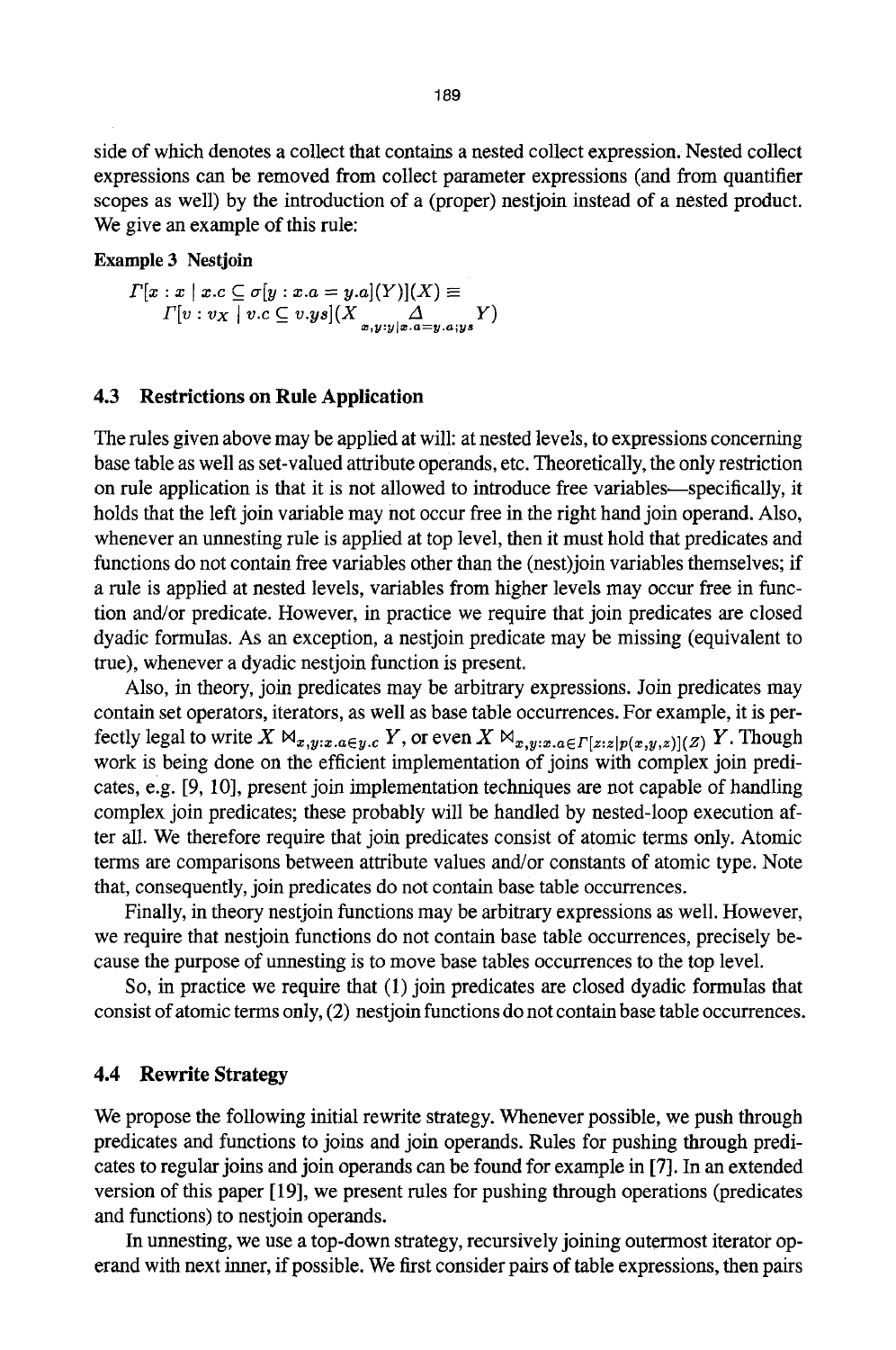side of which denotes a collect that contains a nested collect expression. Nested collect expressions can be removed from collect parameter expressions (and from quantifier scopes as well) by the introduction of a (proper) nestjoin instead of a nested product. We give an example of this rule:

**Example 3 Nestjoin**

$$\Gamma[x : x \mid x.c \subseteq \sigma[y : x.a = y.a](Y)](X) \equiv$$
$$\Gamma[v : v_X \mid v.c \subseteq v.ys](X \underset{x,y:y|x.a=y.a;ys}{\Delta} Y)$$

### 4.3 Restrictions on Rule Application

The rules given above may be applied at will: at nested levels, to expressions concerning base table as well as set-valued attribute operands, etc. Theoretically, the only restriction on rule application is that it is not allowed to introduce free variables—specifically, it holds that the left join variable may not occur free in the right hand join operand. Also, whenever an unnesting rule is applied at top level, then it must hold that predicates and functions do not contain free variables other than the (nest)join variables themselves; if a rule is applied at nested levels, variables from higher levels may occur free in function and/or predicate. However, in practice we require that join predicates are closed dyadic formulas. As an exception, a nestjoin predicate may be missing (equivalent to true), whenever a dyadic nestjoin function is present.

Also, in theory, join predicates may be arbitrary expressions. Join predicates may contain set operators, iterators, as well as base table occurrences. For example, it is perfectly legal to write $X \bowtie_{x,y:x.a \in y.c} Y$, or even $X \bowtie_{x,y:x.a \in \Gamma[z:z|p(x,y,z)](Z)} Y$. Though work is being done on the efficient implementation of joins with complex join predicates, e.g. [9, 10], present join implementation techniques are not capable of handling complex join predicates; these probably will be handled by nested-loop execution after all. We therefore require that join predicates consist of atomic terms only. Atomic terms are comparisons between attribute values and/or constants of atomic type. Note that, consequently, join predicates do not contain base table occurrences.

Finally, in theory nestjoin functions may be arbitrary expressions as well. However, we require that nestjoin functions do not contain base table occurrences, precisely because the purpose of unnesting is to move base tables occurrences to the top level.

So, in practice we require that (1) join predicates are closed dyadic formulas that consist of atomic terms only, (2) nestjoin functions do not contain base table occurrences.

### 4.4 Rewrite Strategy

We propose the following initial rewrite strategy. Whenever possible, we push through predicates and functions to joins and join operands. Rules for pushing through predicates to regular joins and join operands can be found for example in [7]. In an extended version of this paper [19], we present rules for pushing through operations (predicates and functions) to nestjoin operands.

In unnesting, we use a top-down strategy, recursively joining outermost iterator operand with next inner, if possible. We first consider pairs of table expressions, then pairs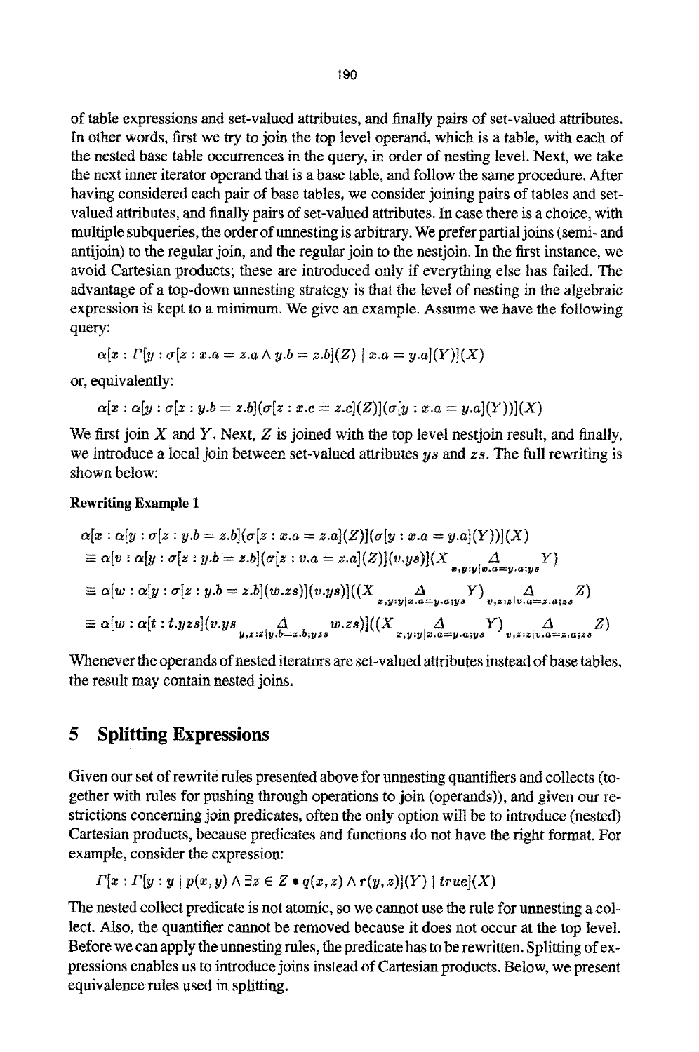of table expressions and set-valued attributes, and finally pairs of set-valued attributes. In other words, first we try to join the top level operand, which is a table, with each of the nested base table occurrences in the query, in order of nesting level. Next, we take the next inner iterator operand that is a base table, and follow the same procedure. After having considered each pair of base tables, we consider joining pairs of tables and set-valued attributes, and finally pairs of set-valued attributes. In case there is a choice, with multiple subqueries, the order of unnesting is arbitrary. We prefer partial joins (semi- and antijoin) to the regular join, and the regular join to the nestjoin. In the first instance, we avoid Cartesian products; these are introduced only if everything else has failed. The advantage of a top-down unnesting strategy is that the level of nesting in the algebraic expression is kept to a minimum. We give an example. Assume we have the following query:

$$\alpha[x : \Gamma[y : \sigma[z : x.a = z.a \wedge y.b = z.b](Z) \mid x.a = y.a](Y)](X)$$

or, equivalently:

$$\alpha[x : \alpha[y : \sigma[z : y.b = z.b](\sigma[z : x.c = z.c](Z)](\sigma[y : x.a = y.a](Y))](X)$$

We first join $X$ and $Y$. Next, $Z$ is joined with the top level nestjoin result, and finally, we introduce a local join between set-valued attributes $ys$ and $zs$. The full rewriting is shown below:

**Rewriting Example 1**

$$\begin{aligned}
&\alpha[x : \alpha[y : \sigma[z : y.b = z.b](\sigma[z : x.a = z.a](Z))](\sigma[y : x.a = y.a](Y))](X) \\
&\equiv \alpha[v : \alpha[y : \sigma[z : y.b = z.b](\sigma[z : v.a = z.a](Z))](v.ys)](X \underset{x,y:y|x.a=y.a;ys}{\Delta} Y) \\
&\equiv \alpha[w : \alpha[y : \sigma[z : y.b = z.b](w.zs)](v.ys)]((X \underset{x,y:y|x.a=y.a;ys}{\Delta} Y) \underset{v,z:z|v.a=z.a;zs}{\Delta} Z) \\
&\equiv \alpha[w : \alpha[t : t.yzs](v.ys \underset{y,z:z|y.b=z.b;yzs}{\Delta} w.zs)]((X \underset{x,y:y|x.a=y.a;ys}{\Delta} Y) \underset{v,z:z|v.a=z.a;zs}{\Delta} Z)
\end{aligned}$$

Whenever the operands of nested iterators are set-valued attributes instead of base tables, the result may contain nested joins.

## 5 Splitting Expressions

Given our set of rewrite rules presented above for unnesting quantifiers and collects (together with rules for pushing through operations to join (operands)), and given our restrictions concerning join predicates, often the only option will be to introduce (nested) Cartesian products, because predicates and functions do not have the right format. For example, consider the expression:

$$\Gamma[x : \Gamma[y : y \mid p(x,y) \wedge \exists z \in Z \bullet q(x,z) \wedge r(y,z)](Y) \mid true](X)$$

The nested collect predicate is not atomic, so we cannot use the rule for unnesting a collect. Also, the quantifier cannot be removed because it does not occur at the top level. Before we can apply the unnesting rules, the predicate has to be rewritten. Splitting of expressions enables us to introduce joins instead of Cartesian products. Below, we present equivalence rules used in splitting.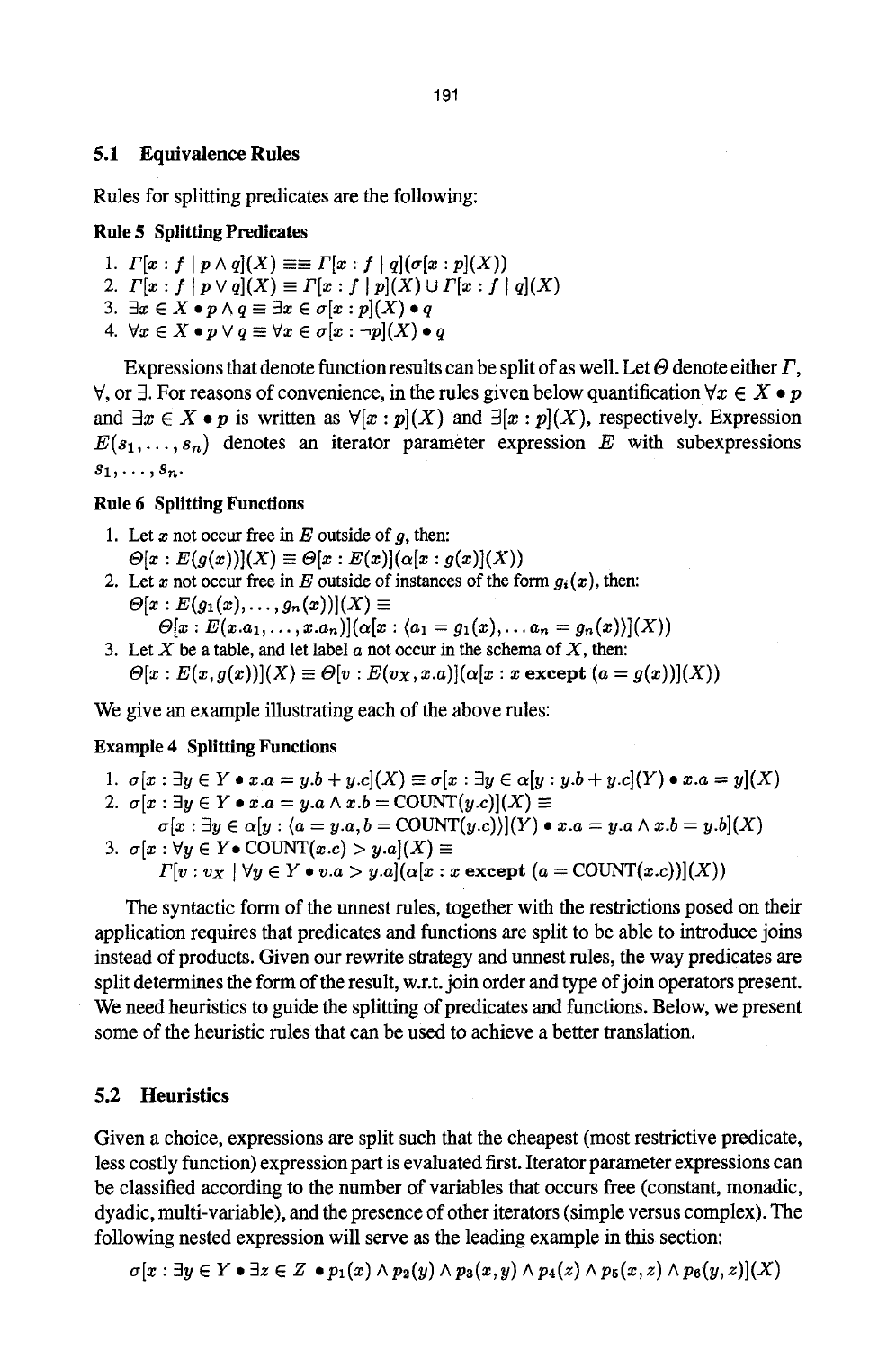## 5.1 Equivalence Rules

Rules for splitting predicates are the following:

**Rule 5 Splitting Predicates**

1. $\Gamma[x : f \mid p \wedge q](X) \equiv\equiv \Gamma[x : f \mid q](\sigma[x : p](X))$
2. $\Gamma[x : f \mid p \vee q](X) \equiv \Gamma[x : f \mid p](X) \cup \Gamma[x : f \mid q](X)$
3. $\exists x \in X \bullet p \wedge q \equiv \exists x \in \sigma[x : p](X) \bullet q$
4. $\forall x \in X \bullet p \vee q \equiv \forall x \in \sigma[x : \neg p](X) \bullet q$

Expressions that denote function results can be split of as well. Let $\Theta$ denote either $\Gamma$, $\forall$, or $\exists$. For reasons of convenience, in the rules given below quantification $\forall x \in X \bullet p$ and $\exists x \in X \bullet p$ is written as $\forall[x : p](X)$ and $\exists[x : p](X)$, respectively. Expression $E(s_1, \ldots, s_n)$ denotes an iterator parameter expression $E$ with subexpressions $s_1, \ldots, s_n$.

**Rule 6 Splitting Functions**

1. Let $x$ not occur free in $E$ outside of $g$, then:
   $\Theta[x : E(g(x))](X) \equiv \Theta[x : E(x)](\alpha[x : g(x)](X))$
2. Let $x$ not occur free in $E$ outside of instances of the form $g_i(x)$, then:
   $\Theta[x : E(g_1(x), \ldots, g_n(x))](X) \equiv$
   $\Theta[x : E(x.a_1, \ldots, x.a_n)](\alpha[x : \langle a_1 = g_1(x), \ldots a_n = g_n(x)\rangle](X))$
3. Let $X$ be a table, and let label $a$ not occur in the schema of $X$, then:
   $\Theta[x : E(x, g(x))](X) \equiv \Theta[v : E(v_X, x.a)](\alpha[x : x \textbf{ except } (a = g(x))](X))$

We give an example illustrating each of the above rules:

**Example 4 Splitting Functions**

1. $\sigma[x : \exists y \in Y \bullet x.a = y.b + y.c](X) \equiv \sigma[x : \exists y \in \alpha[y : y.b + y.c](Y) \bullet x.a = y](X)$
2. $\sigma[x : \exists y \in Y \bullet x.a = y.a \wedge x.b = \text{COUNT}(y.c)](X) \equiv$
   $\sigma[x : \exists y \in \alpha[y : \langle a = y.a, b = \text{COUNT}(y.c)\rangle](Y) \bullet x.a = y.a \wedge x.b = y.b](X)$
3. $\sigma[x : \forall y \in Y \bullet \text{COUNT}(x.c) > y.a](X) \equiv$
   $\Gamma[v : v_X \mid \forall y \in Y \bullet v.a > y.a](\alpha[x : x \textbf{ except } (a = \text{COUNT}(x.c))](X))$

The syntactic form of the unnest rules, together with the restrictions posed on their application requires that predicates and functions are split to be able to introduce joins instead of products. Given our rewrite strategy and unnest rules, the way predicates are split determines the form of the result, w.r.t. join order and type of join operators present. We need heuristics to guide the splitting of predicates and functions. Below, we present some of the heuristic rules that can be used to achieve a better translation.

## 5.2 Heuristics

Given a choice, expressions are split such that the cheapest (most restrictive predicate, less costly function) expression part is evaluated first. Iterator parameter expressions can be classified according to the number of variables that occurs free (constant, monadic, dyadic, multi-variable), and the presence of other iterators (simple versus complex). The following nested expression will serve as the leading example in this section:

$$\sigma[x : \exists y \in Y \bullet \exists z \in Z \bullet p_1(x) \wedge p_2(y) \wedge p_3(x, y) \wedge p_4(z) \wedge p_5(x, z) \wedge p_6(y, z)](X)$$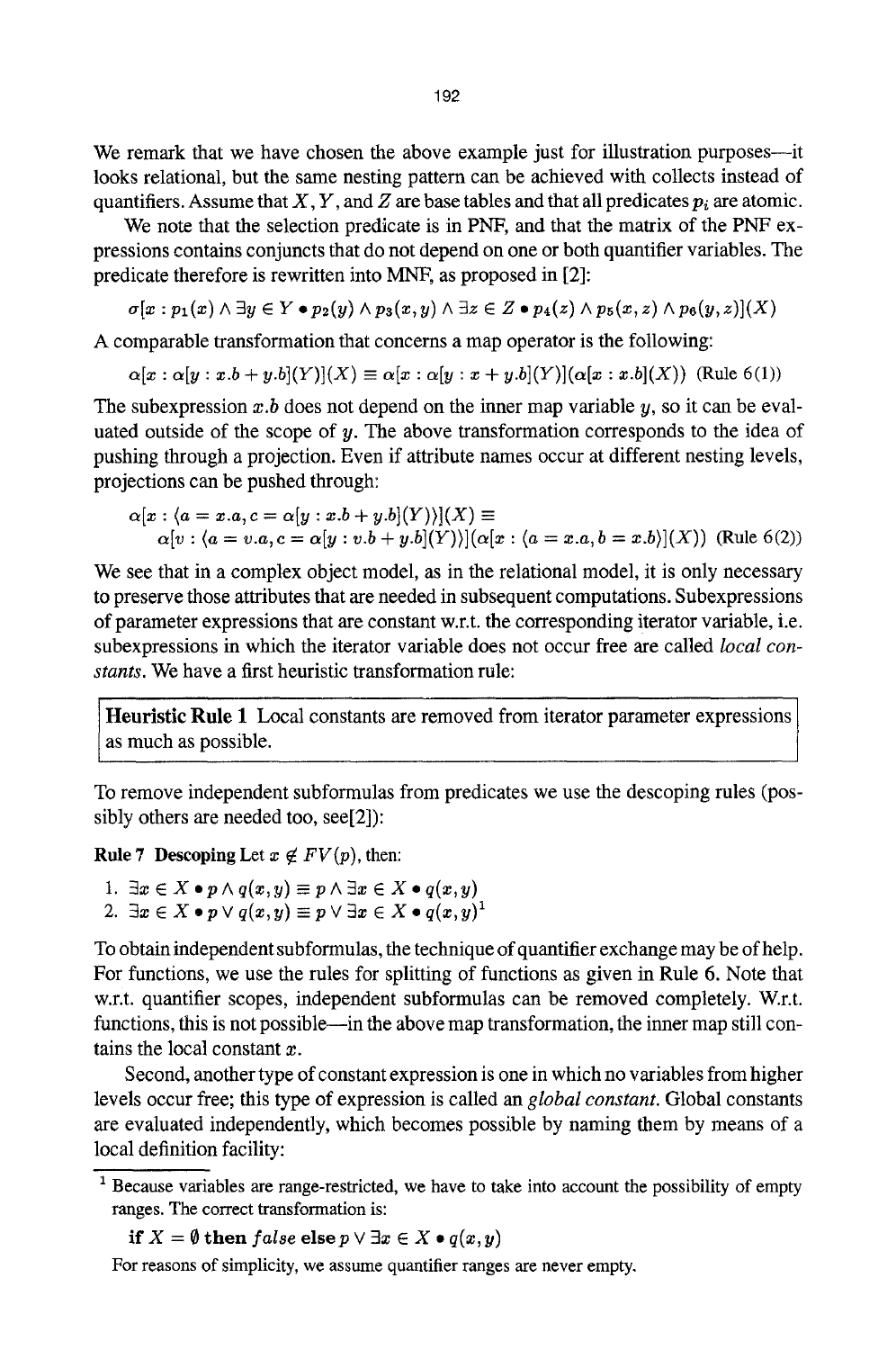We remark that we have chosen the above example just for illustration purposes—it looks relational, but the same nesting pattern can be achieved with collects instead of quantifiers. Assume that $X, Y$, and $Z$ are base tables and that all predicates $p_i$ are atomic.

We note that the selection predicate is in PNF, and that the matrix of the PNF expressions contains conjuncts that do not depend on one or both quantifier variables. The predicate therefore is rewritten into MNF, as proposed in [2]:

$$\sigma[x : p_1(x) \wedge \exists y \in Y \bullet p_2(y) \wedge p_3(x, y) \wedge \exists z \in Z \bullet p_4(z) \wedge p_5(x, z) \wedge p_6(y, z)](X)$$

A comparable transformation that concerns a map operator is the following:

$$\alpha[x : \alpha[y : x.b + y.b](Y)](X) \equiv \alpha[x : \alpha[y : x + y.b](Y)](\alpha[x : x.b](X)) \quad \text{(Rule 6(1))}$$

The subexpression $x.b$ does not depend on the inner map variable $y$, so it can be evaluated outside of the scope of $y$. The above transformation corresponds to the idea of pushing through a projection. Even if attribute names occur at different nesting levels, projections can be pushed through:

$$\alpha[x : \langle a = x.a, c = \alpha[y : x.b + y.b](Y)\rangle](X) \equiv$$
$$\alpha[v : \langle a = v.a, c = \alpha[y : v.b + y.b](Y)\rangle](\alpha[x : \langle a = x.a, b = x.b\rangle](X)) \quad \text{(Rule 6(2))}$$

We see that in a complex object model, as in the relational model, it is only necessary to preserve those attributes that are needed in subsequent computations. Subexpressions of parameter expressions that are constant w.r.t. the corresponding iterator variable, i.e. subexpressions in which the iterator variable does not occur free are called *local constants*. We have a first heuristic transformation rule:

> **Heuristic Rule 1** Local constants are removed from iterator parameter expressions as much as possible.

To remove independent subformulas from predicates we use the descoping rules (possibly others are needed too, see[2]):

**Rule 7 Descoping** Let $x \notin FV(p)$, then:

1. $\exists x \in X \bullet p \wedge q(x, y) \equiv p \wedge \exists x \in X \bullet q(x, y)$
2. $\exists x \in X \bullet p \vee q(x, y) \equiv p \vee \exists x \in X \bullet q(x, y)$[1]

To obtain independent subformulas, the technique of quantifier exchange may be of help. For functions, we use the rules for splitting of functions as given in Rule 6. Note that w.r.t. quantifier scopes, independent subformulas can be removed completely. W.r.t. functions, this is not possible—in the above map transformation, the inner map still contains the local constant $x$.

Second, another type of constant expression is one in which no variables from higher levels occur free; this type of expression is called an *global constant*. Global constants are evaluated independently, which becomes possible by naming them by means of a local definition facility:

[1] Because variables are range-restricted, we have to take into account the possibility of empty ranges. The correct transformation is:

$$\textbf{if } X = \emptyset \textbf{ then } \mathit{false} \textbf{ else } p \vee \exists x \in X \bullet q(x, y)$$

For reasons of simplicity, we assume quantifier ranges are never empty.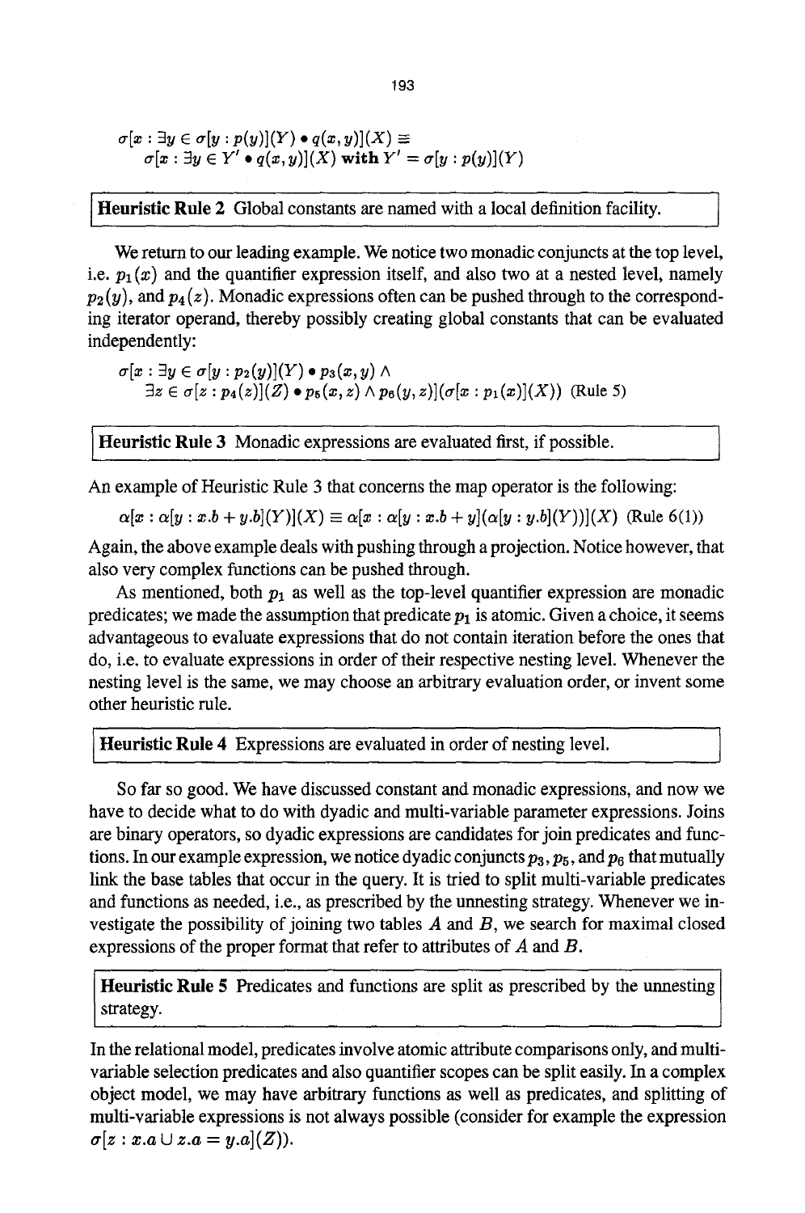$$\sigma[x : \exists y \in \sigma[y : p(y)](Y) \bullet q(x, y)](X) \equiv$$
$$\sigma[x : \exists y \in Y' \bullet q(x, y)](X) \textbf{ with } Y' = \sigma[y : p(y)](Y)$$

**Heuristic Rule 2** Global constants are named with a local definition facility.

We return to our leading example. We notice two monadic conjuncts at the top level, i.e. $p_1(x)$ and the quantifier expression itself, and also two at a nested level, namely $p_2(y)$, and $p_4(z)$. Monadic expressions often can be pushed through to the corresponding iterator operand, thereby possibly creating global constants that can be evaluated independently:

$$\sigma[x : \exists y \in \sigma[y : p_2(y)](Y) \bullet p_3(x, y) \wedge$$
$$\exists z \in \sigma[z : p_4(z)](Z) \bullet p_5(x, z) \wedge p_6(y, z)](\sigma[x : p_1(x)](X)) \text{ (Rule 5)}$$

**Heuristic Rule 3** Monadic expressions are evaluated first, if possible.

An example of Heuristic Rule 3 that concerns the map operator is the following:

$$\alpha[x : \alpha[y : x.b + y.b](Y)](X) \equiv \alpha[x : \alpha[y : x.b + y](\alpha[y : y.b](Y))](X) \text{ (Rule 6(1))}$$

Again, the above example deals with pushing through a projection. Notice however, that also very complex functions can be pushed through.

As mentioned, both $p_1$ as well as the top-level quantifier expression are monadic predicates; we made the assumption that predicate $p_1$ is atomic. Given a choice, it seems advantageous to evaluate expressions that do not contain iteration before the ones that do, i.e. to evaluate expressions in order of their respective nesting level. Whenever the nesting level is the same, we may choose an arbitrary evaluation order, or invent some other heuristic rule.

**Heuristic Rule 4** Expressions are evaluated in order of nesting level.

So far so good. We have discussed constant and monadic expressions, and now we have to decide what to do with dyadic and multi-variable parameter expressions. Joins are binary operators, so dyadic expressions are candidates for join predicates and functions. In our example expression, we notice dyadic conjuncts $p_3$, $p_5$, and $p_6$ that mutually link the base tables that occur in the query. It is tried to split multi-variable predicates and functions as needed, i.e., as prescribed by the unnesting strategy. Whenever we investigate the possibility of joining two tables $A$ and $B$, we search for maximal closed expressions of the proper format that refer to attributes of $A$ and $B$.

**Heuristic Rule 5** Predicates and functions are split as prescribed by the unnesting strategy.

In the relational model, predicates involve atomic attribute comparisons only, and multi-variable selection predicates and also quantifier scopes can be split easily. In a complex object model, we may have arbitrary functions as well as predicates, and splitting of multi-variable expressions is not always possible (consider for example the expression $\sigma[z : x.a \cup z.a = y.a](Z)$).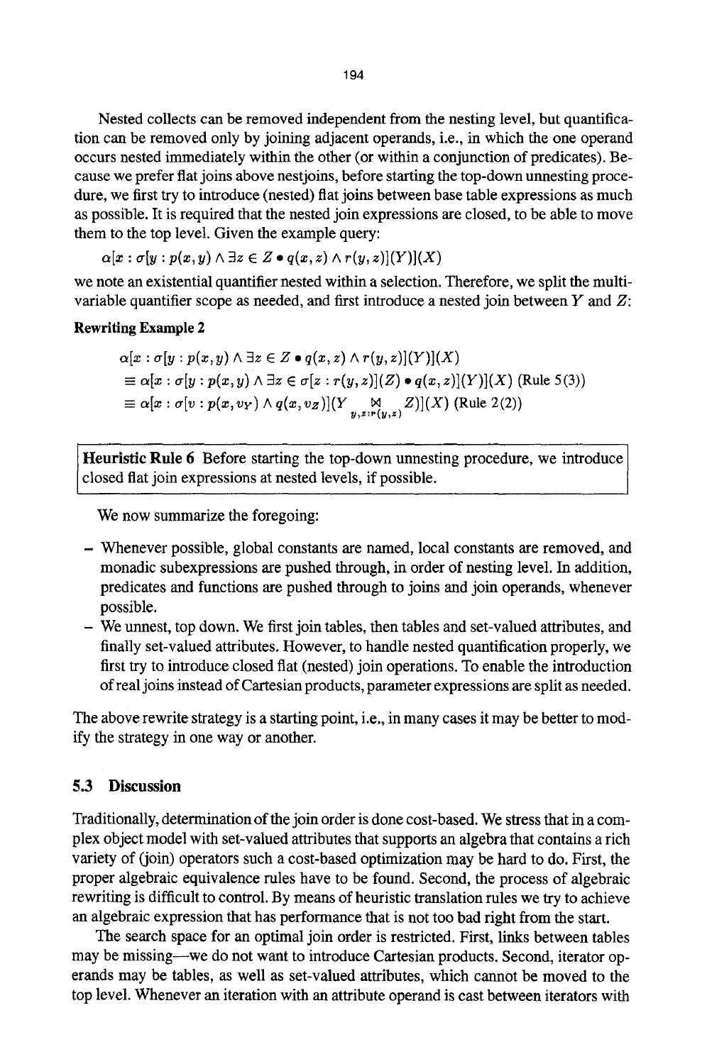Nested collects can be removed independent from the nesting level, but quantification can be removed only by joining adjacent operands, i.e., in which the one operand occurs nested immediately within the other (or within a conjunction of predicates). Because we prefer flat joins above nestjoins, before starting the top-down unnesting procedure, we first try to introduce (nested) flat joins between base table expressions as much as possible. It is required that the nested join expressions are closed, to be able to move them to the top level. Given the example query:

$$\alpha[x : \sigma[y : p(x, y) \land \exists z \in Z \bullet q(x, z) \land r(y, z)](Y)](X)$$

we note an existential quantifier nested within a selection. Therefore, we split the multi-variable quantifier scope as needed, and first introduce a nested join between $Y$ and $Z$:

**Rewriting Example 2**

$$\begin{aligned}
&\alpha[x : \sigma[y : p(x, y) \land \exists z \in Z \bullet q(x, z) \land r(y, z)](Y)](X) \\
&\equiv \alpha[x : \sigma[y : p(x, y) \land \exists z \in \sigma[z : r(y, z)](Z) \bullet q(x, z)](Y)](X) \text{ (Rule 5(3))} \\
&\equiv \alpha[x : \sigma[v : p(x, v_Y) \land q(x, v_Z)](Y \underset{y,z:r(y,z)}{\bowtie} Z)](X) \text{ (Rule 2(2))}
\end{aligned}$$

**Heuristic Rule 6** Before starting the top-down unnesting procedure, we introduce closed flat join expressions at nested levels, if possible.

We now summarize the foregoing:

- Whenever possible, global constants are named, local constants are removed, and monadic subexpressions are pushed through, in order of nesting level. In addition, predicates and functions are pushed through to joins and join operands, whenever possible.
- We unnest, top down. We first join tables, then tables and set-valued attributes, and finally set-valued attributes. However, to handle nested quantification properly, we first try to introduce closed flat (nested) join operations. To enable the introduction of real joins instead of Cartesian products, parameter expressions are split as needed.

The above rewrite strategy is a starting point, i.e., in many cases it may be better to modify the strategy in one way or another.

## 5.3 Discussion

Traditionally, determination of the join order is done cost-based. We stress that in a complex object model with set-valued attributes that supports an algebra that contains a rich variety of (join) operators such a cost-based optimization may be hard to do. First, the proper algebraic equivalence rules have to be found. Second, the process of algebraic rewriting is difficult to control. By means of heuristic translation rules we try to achieve an algebraic expression that has performance that is not too bad right from the start.

The search space for an optimal join order is restricted. First, links between tables may be missing—we do not want to introduce Cartesian products. Second, iterator operands may be tables, as well as set-valued attributes, which cannot be moved to the top level. Whenever an iteration with an attribute operand is cast between iterators with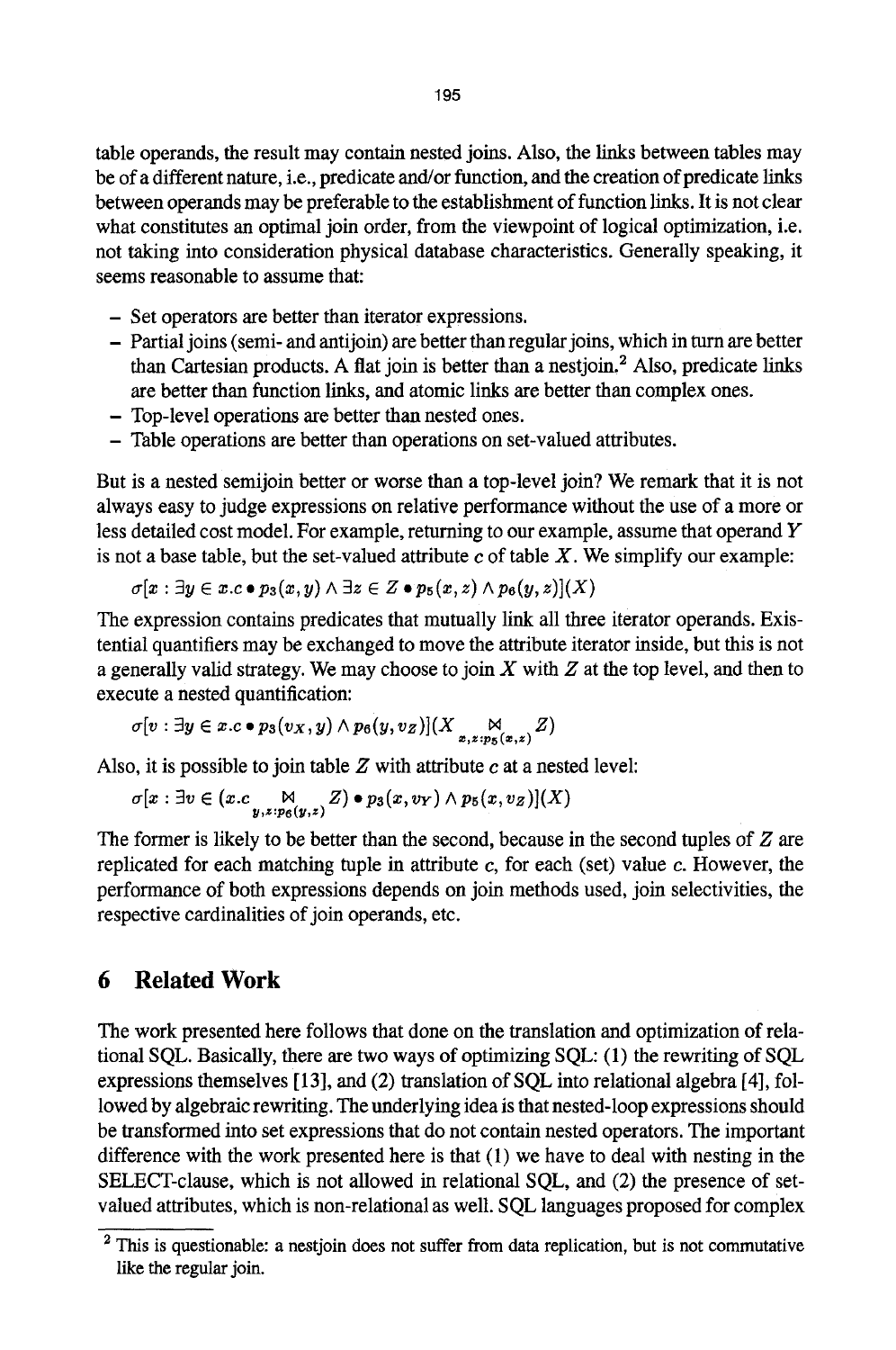table operands, the result may contain nested joins. Also, the links between tables may be of a different nature, i.e., predicate and/or function, and the creation of predicate links between operands may be preferable to the establishment of function links. It is not clear what constitutes an optimal join order, from the viewpoint of logical optimization, i.e. not taking into consideration physical database characteristics. Generally speaking, it seems reasonable to assume that:

- Set operators are better than iterator expressions.
- Partial joins (semi- and antijoin) are better than regular joins, which in turn are better than Cartesian products. A flat join is better than a nestjoin.[2] Also, predicate links are better than function links, and atomic links are better than complex ones.
- Top-level operations are better than nested ones.
- Table operations are better than operations on set-valued attributes.

But is a nested semijoin better or worse than a top-level join? We remark that it is not always easy to judge expressions on relative performance without the use of a more or less detailed cost model. For example, returning to our example, assume that operand $Y$ is not a base table, but the set-valued attribute $c$ of table $X$. We simplify our example:

$$\sigma[x : \exists y \in x.c \bullet p_3(x,y) \land \exists z \in Z \bullet p_5(x,z) \land p_6(y,z)](X)$$

The expression contains predicates that mutually link all three iterator operands. Existential quantifiers may be exchanged to move the attribute iterator inside, but this is not a generally valid strategy. We may choose to join $X$ with $Z$ at the top level, and then to execute a nested quantification:

$$\sigma[v : \exists y \in x.c \bullet p_3(v_X, y) \land p_6(y, v_Z)](X \underset{x,z:p_5(x,z)}{\bowtie} Z)$$

Also, it is possible to join table $Z$ with attribute $c$ at a nested level:

$$\sigma[x : \exists v \in (x.c \underset{y,z:p_6(y,z)}{\bowtie} Z) \bullet p_3(x, v_Y) \land p_5(x, v_Z)](X)$$

The former is likely to be better than the second, because in the second tuples of $Z$ are replicated for each matching tuple in attribute $c$, for each (set) value $c$. However, the performance of both expressions depends on join methods used, join selectivities, the respective cardinalities of join operands, etc.

## 6 Related Work

The work presented here follows that done on the translation and optimization of relational SQL. Basically, there are two ways of optimizing SQL: (1) the rewriting of SQL expressions themselves [13], and (2) translation of SQL into relational algebra [4], followed by algebraic rewriting. The underlying idea is that nested-loop expressions should be transformed into set expressions that do not contain nested operators. The important difference with the work presented here is that (1) we have to deal with nesting in the SELECT-clause, which is not allowed in relational SQL, and (2) the presence of set-valued attributes, which is non-relational as well. SQL languages proposed for complex

[2] This is questionable: a nestjoin does not suffer from data replication, but is not commutative like the regular join.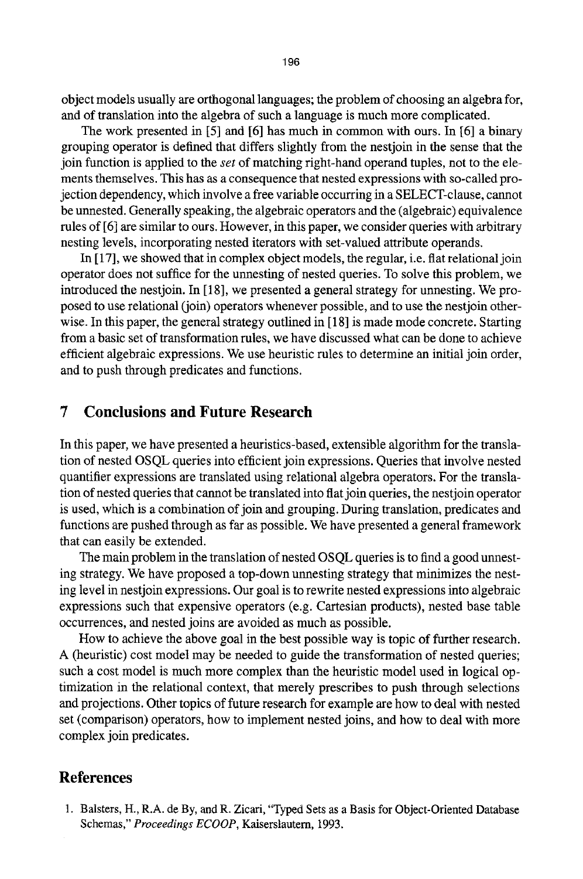object models usually are orthogonal languages; the problem of choosing an algebra for, and of translation into the algebra of such a language is much more complicated.

The work presented in [5] and [6] has much in common with ours. In [6] a binary grouping operator is defined that differs slightly from the nestjoin in the sense that the join function is applied to the *set* of matching right-hand operand tuples, not to the elements themselves. This has as a consequence that nested expressions with so-called projection dependency, which involve a free variable occurring in a SELECT-clause, cannot be unnested. Generally speaking, the algebraic operators and the (algebraic) equivalence rules of [6] are similar to ours. However, in this paper, we consider queries with arbitrary nesting levels, incorporating nested iterators with set-valued attribute operands.

In [17], we showed that in complex object models, the regular, i.e. flat relational join operator does not suffice for the unnesting of nested queries. To solve this problem, we introduced the nestjoin. In [18], we presented a general strategy for unnesting. We proposed to use relational (join) operators whenever possible, and to use the nestjoin otherwise. In this paper, the general strategy outlined in [18] is made mode concrete. Starting from a basic set of transformation rules, we have discussed what can be done to achieve efficient algebraic expressions. We use heuristic rules to determine an initial join order, and to push through predicates and functions.

## 7 Conclusions and Future Research

In this paper, we have presented a heuristics-based, extensible algorithm for the translation of nested OSQL queries into efficient join expressions. Queries that involve nested quantifier expressions are translated using relational algebra operators. For the translation of nested queries that cannot be translated into flat join queries, the nestjoin operator is used, which is a combination of join and grouping. During translation, predicates and functions are pushed through as far as possible. We have presented a general framework that can easily be extended.

The main problem in the translation of nested OSQL queries is to find a good unnesting strategy. We have proposed a top-down unnesting strategy that minimizes the nesting level in nestjoin expressions. Our goal is to rewrite nested expressions into algebraic expressions such that expensive operators (e.g. Cartesian products), nested base table occurrences, and nested joins are avoided as much as possible.

How to achieve the above goal in the best possible way is topic of further research. A (heuristic) cost model may be needed to guide the transformation of nested queries; such a cost model is much more complex than the heuristic model used in logical optimization in the relational context, that merely prescribes to push through selections and projections. Other topics of future research for example are how to deal with nested set (comparison) operators, how to implement nested joins, and how to deal with more complex join predicates.

## References

1. Balsters, H., R.A. de By, and R. Zicari, "Typed Sets as a Basis for Object-Oriented Database Schemas," *Proceedings ECOOP*, Kaiserslautern, 1993.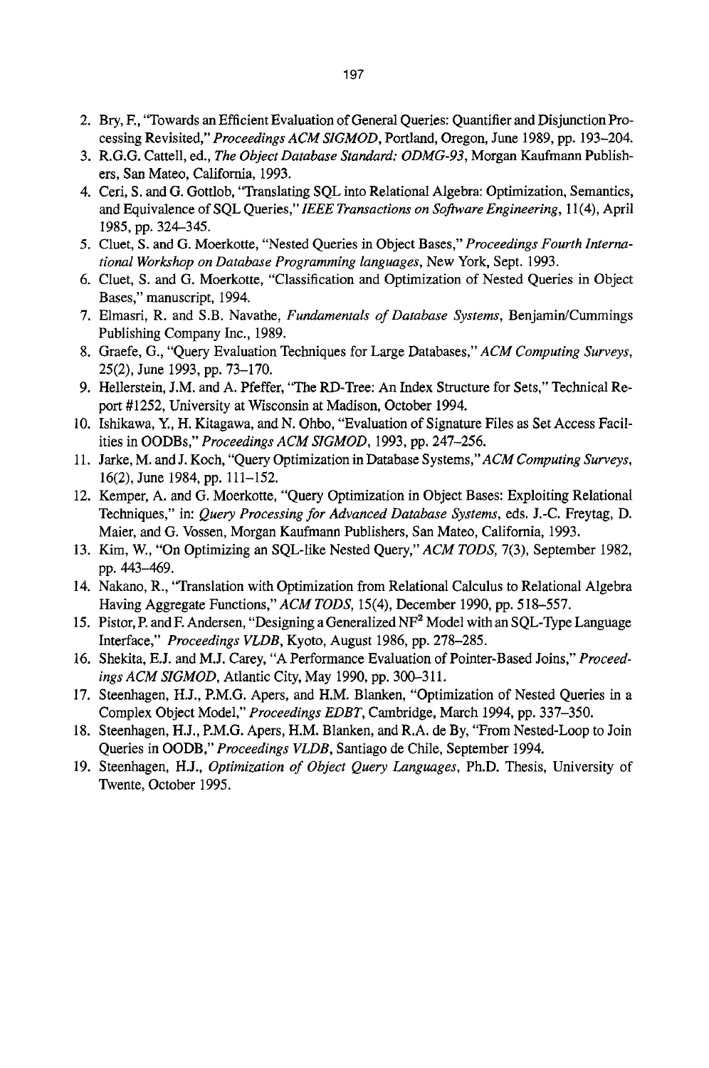2. Bry, F., "Towards an Efficient Evaluation of General Queries: Quantifier and Disjunction Processing Revisited," *Proceedings ACM SIGMOD*, Portland, Oregon, June 1989, pp. 193–204.
3. R.G.G. Cattell, ed., *The Object Database Standard: ODMG-93*, Morgan Kaufmann Publishers, San Mateo, California, 1993.
4. Ceri, S. and G. Gottlob, "Translating SQL into Relational Algebra: Optimization, Semantics, and Equivalence of SQL Queries," *IEEE Transactions on Software Engineering*, 11(4), April 1985, pp. 324–345.
5. Cluet, S. and G. Moerkotte, "Nested Queries in Object Bases," *Proceedings Fourth International Workshop on Database Programming languages*, New York, Sept. 1993.
6. Cluet, S. and G. Moerkotte, "Classification and Optimization of Nested Queries in Object Bases," manuscript, 1994.
7. Elmasri, R. and S.B. Navathe, *Fundamentals of Database Systems*, Benjamin/Cummings Publishing Company Inc., 1989.
8. Graefe, G., "Query Evaluation Techniques for Large Databases," *ACM Computing Surveys*, 25(2), June 1993, pp. 73–170.
9. Hellerstein, J.M. and A. Pfeffer, "The RD-Tree: An Index Structure for Sets," Technical Report #1252, University at Wisconsin at Madison, October 1994.
10. Ishikawa, Y., H. Kitagawa, and N. Ohbo, "Evaluation of Signature Files as Set Access Facilities in OODBs," *Proceedings ACM SIGMOD*, 1993, pp. 247–256.
11. Jarke, M. and J. Koch, "Query Optimization in Database Systems," *ACM Computing Surveys*, 16(2), June 1984, pp. 111–152.
12. Kemper, A. and G. Moerkotte, "Query Optimization in Object Bases: Exploiting Relational Techniques," in: *Query Processing for Advanced Database Systems*, eds. J.-C. Freytag, D. Maier, and G. Vossen, Morgan Kaufmann Publishers, San Mateo, California, 1993.
13. Kim, W., "On Optimizing an SQL-like Nested Query," *ACM TODS*, 7(3), September 1982, pp. 443–469.
14. Nakano, R., "Translation with Optimization from Relational Calculus to Relational Algebra Having Aggregate Functions," *ACM TODS*, 15(4), December 1990, pp. 518–557.
15. Pistor, P. and F. Andersen, "Designing a Generalized $NF^2$ Model with an SQL-Type Language Interface," *Proceedings VLDB*, Kyoto, August 1986, pp. 278–285.
16. Shekita, E.J. and M.J. Carey, "A Performance Evaluation of Pointer-Based Joins," *Proceedings ACM SIGMOD*, Atlantic City, May 1990, pp. 300–311.
17. Steenhagen, H.J., P.M.G. Apers, and H.M. Blanken, "Optimization of Nested Queries in a Complex Object Model," *Proceedings EDBT*, Cambridge, March 1994, pp. 337–350.
18. Steenhagen, H.J., P.M.G. Apers, H.M. Blanken, and R.A. de By, "From Nested-Loop to Join Queries in OODB," *Proceedings VLDB*, Santiago de Chile, September 1994.
19. Steenhagen, H.J., *Optimization of Object Query Languages*, Ph.D. Thesis, University of Twente, October 1995.